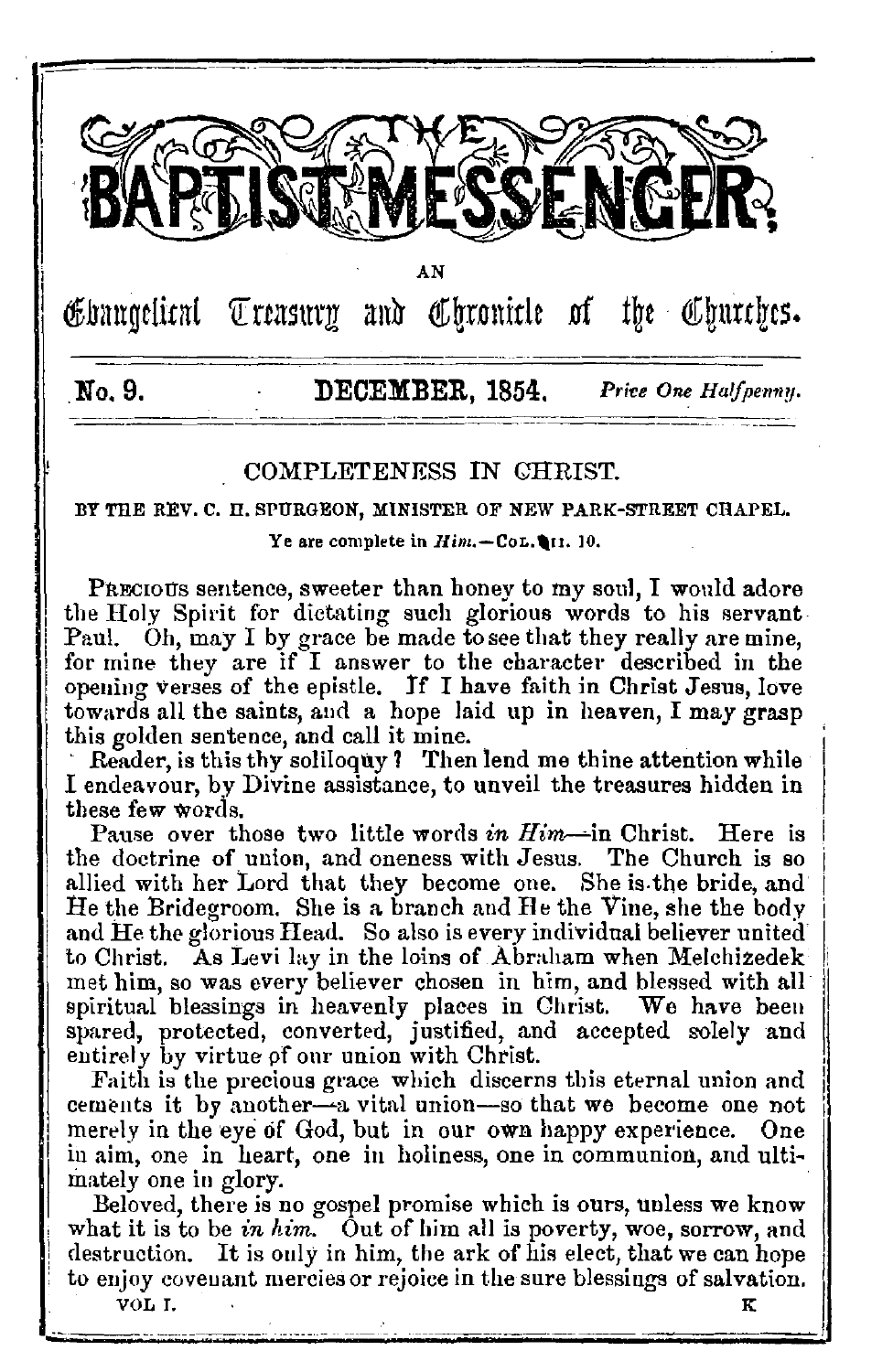# THE BAPTIST MESSENGER;

AN

Evangelical Treasury and Chronicle of the Churches.

No. 9. DECEMBER, 1854. *Price One Halfpenny.*

## COMPLETENESS IN CHRIST.

BY THE REV. C. H. SPURGEON, MINISTER OF NEW PARK-STREET CHAPEL.

Ye are complete in *Him.*—COL. ii. 10.

PRECIOUS sentence, sweeter than honey to my soul, I would adore the Holy Spirit for dictating such glorious words to his servant Paul. Oh, may I by grace be made to see that they really are mine, for mine they are if I answer to the character described in the opening verses of the epistle. If I have faith in Christ Jesus, love towards all the saints, and a hope laid up in heaven, I may grasp this golden sentence, and call it mine.

Reader, is this thy soliloquy? Then lend me thine attention while I endeavour, by Divine assistance, to unveil the treasures hidden in these few words.

Pause over those two little words *in Him*—in Christ. Here is the doctrine of union, and oneness with Jesus. The Church is so allied with her Lord that they become one. She is the bride, and He the Bridegroom. She is a branch and He the Vine, she the body and He the glorious Head. So also is every individual believer united to Christ. As Levi lay in the loins of Abraham when Melchizedek met him, so was every believer chosen in him, and blessed with all spiritual blessings in heavenly places in Christ. We have been spared, protected, converted, justified, and accepted solely and entirely by virtue of our union with Christ.

Faith is the precious grace which discerns this eternal union and cements it by another—a vital union—so that we become one not merely in the eye of God, but in our own happy experience. One in aim, one in heart, one in holiness, one in communion, and ultimately one in glory.

Beloved, there is no gospel promise which is ours, unless we know what it is to be *in him.* Out of him all is poverty, woe, sorrow, and destruction. It is only in him, the ark of his elect, that we can hope to enjoy covenant mercies or rejoice in the sure blessings of salvation.

VOL I. K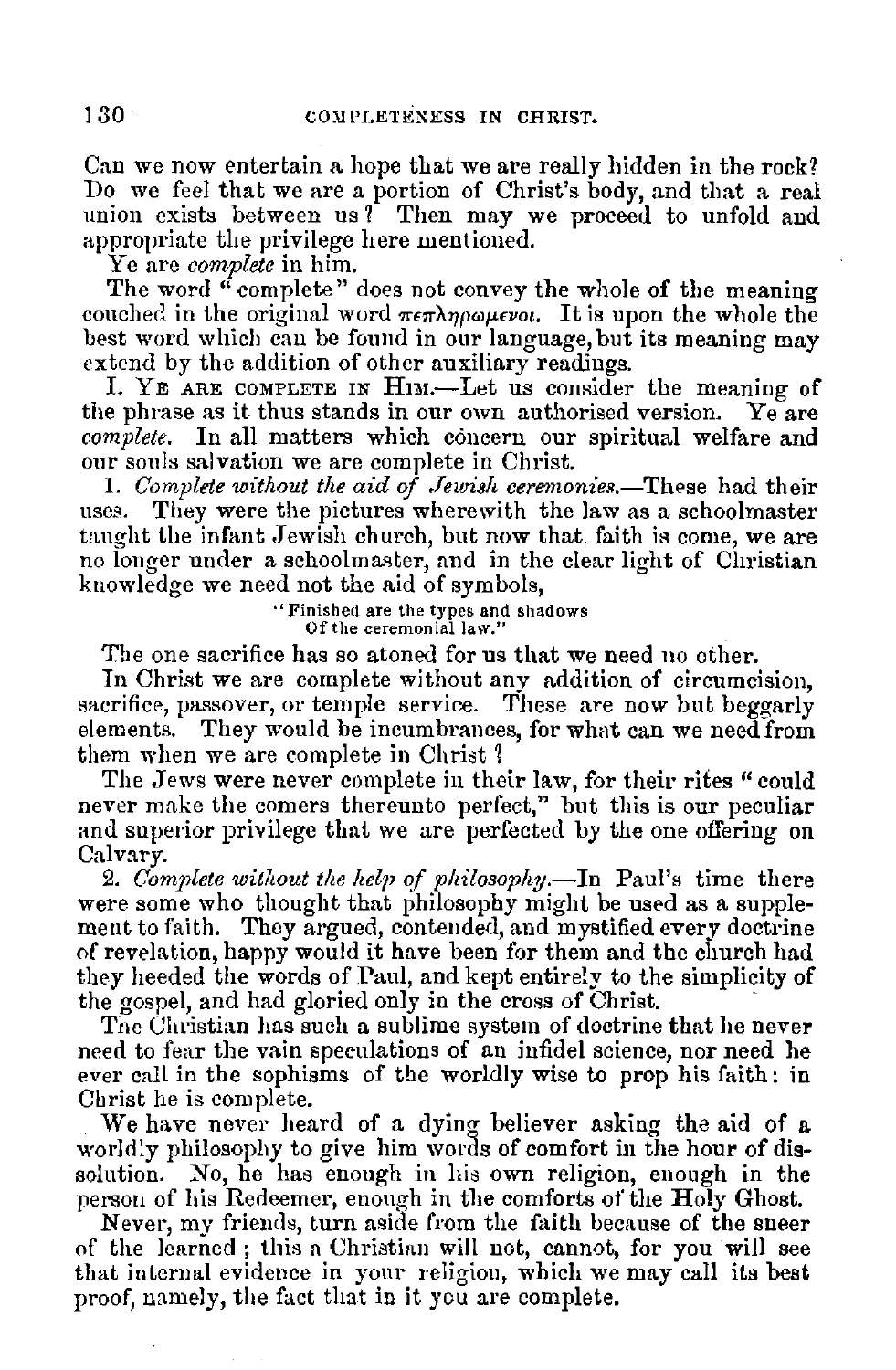Can we now entertain a hope that we are really hidden in the rock? Do we feel that we are a portion of Christ's body, and that a real union exists between us? Then may we proceed to unfold and appropriate the privilege here mentioned.

Ye are *complete* in him.

The word "complete" does not convey the whole of the meaning couched in the original word πεπληρωμενοι. It is upon the whole the best word which can be found in our language, but its meaning may extend by the addition of other auxiliary readings.

I. Ye are complete in Him.—Let us consider the meaning of the phrase as it thus stands in our own authorised version. Ye are *complete*. In all matters which concern our spiritual welfare and our souls salvation we are complete in Christ.

1. *Complete without the aid of Jewish ceremonies.*—These had their uses. They were the pictures wherewith the law as a schoolmaster taught the infant Jewish church, but now that faith is come, we are no longer under a schoolmaster, and in the clear light of Christian knowledge we need not the aid of symbols,

> "Finished are the types and shadows
> Of the ceremonial law."

The one sacrifice has so atoned for us that we need no other.

In Christ we are complete without any addition of circumcision, sacrifice, passover, or temple service. These are now but beggarly elements. They would be incumbrances, for what can we need from them when we are complete in Christ?

The Jews were never complete in their law, for their rites "could never make the comers thereunto perfect," but this is our peculiar and superior privilege that we are perfected by the one offering on Calvary.

2. *Complete without the help of philosophy.*—In Paul's time there were some who thought that philosophy might be used as a supplement to faith. They argued, contended, and mystified every doctrine of revelation, happy would it have been for them and the church had they heeded the words of Paul, and kept entirely to the simplicity of the gospel, and had gloried only in the cross of Christ.

The Christian has such a sublime system of doctrine that he never need to fear the vain speculations of an infidel science, nor need he ever call in the sophisms of the worldly wise to prop his faith: in Christ he is complete.

We have never heard of a dying believer asking the aid of a worldly philosophy to give him words of comfort in the hour of dissolution. No, he has enough in his own religion, enough in the person of his Redeemer, enough in the comforts of the Holy Ghost.

Never, my friends, turn aside from the faith because of the sneer of the learned; this a Christian will not, cannot, for you will see that internal evidence in your religion, which we may call its best proof, namely, the fact that in it you are complete.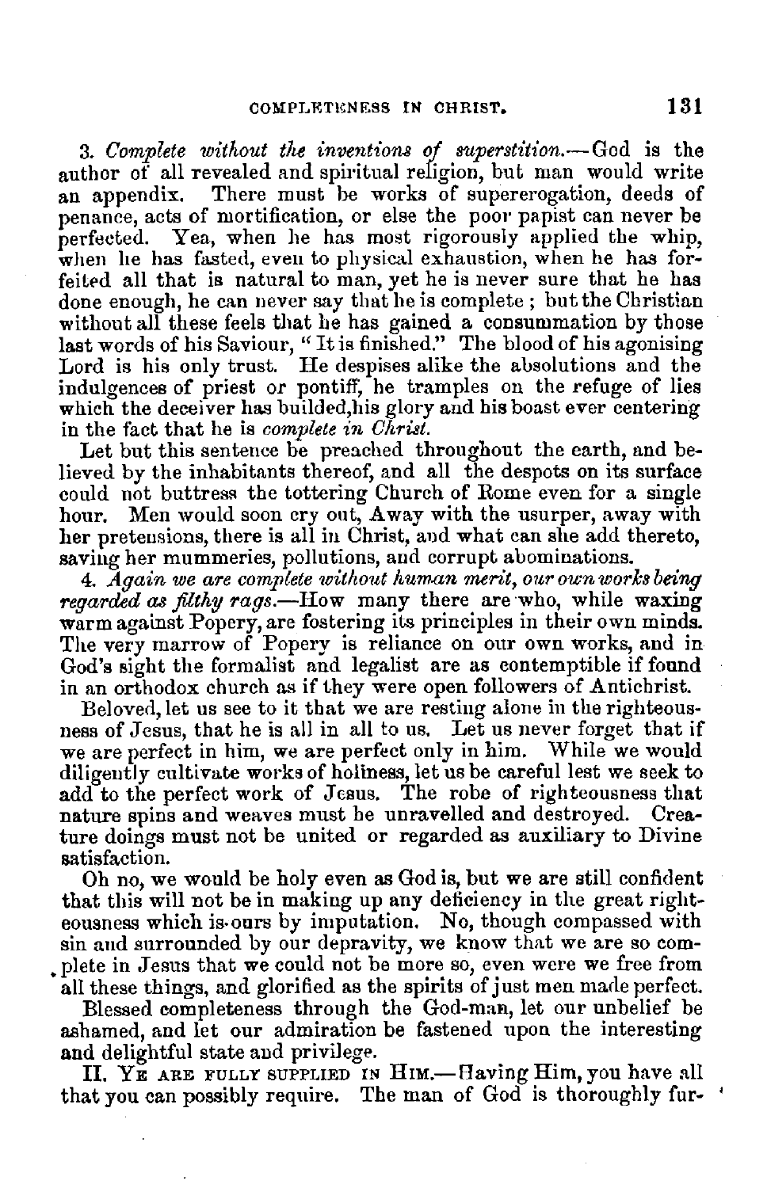3. *Complete without the inventions of superstition.*—God is the author of all revealed and spiritual religion, but man would write an appendix. There must be works of supererogation, deeds of penance, acts of mortification, or else the poor papist can never be perfected. Yea, when he has most rigorously applied the whip, when he has fasted, even to physical exhaustion, when he has forfeited all that is natural to man, yet he is never sure that he has done enough, he can never say that he is complete; but the Christian without all these feels that he has gained a consummation by those last words of his Saviour, "It is finished." The blood of his agonising Lord is his only trust. He despises alike the absolutions and the indulgences of priest or pontiff, he tramples on the refuge of lies which the deceiver has builded,his glory and his boast ever centering in the fact that he is *complete in Christ.*

Let but this sentence be preached throughout the earth, and believed by the inhabitants thereof, and all the despots on its surface could not buttress the tottering Church of Rome even for a single hour. Men would soon cry out, Away with the usurper, away with her pretensions, there is all in Christ, and what can she add thereto, saving her mummeries, pollutions, and corrupt abominations.

4. *Again we are complete without human merit, our own works being regarded as filthy rags.*—How many there are who, while waxing warm against Popery, are fostering its principles in their own minds. The very marrow of Popery is reliance on our own works, and in God's sight the formalist and legalist are as contemptible if found in an orthodox church as if they were open followers of Antichrist.

Beloved, let us see to it that we are resting alone in the righteousness of Jesus, that he is all in all to us. Let us never forget that if we are perfect in him, we are perfect only in him. While we would diligently cultivate works of holiness, let us be careful lest we seek to add to the perfect work of Jesus. The robe of righteousness that nature spins and weaves must be unravelled and destroyed. Creature doings must not be united or regarded as auxiliary to Divine satisfaction.

Oh no, we would be holy even as God is, but we are still confident that this will not be in making up any deficiency in the great righteousness which is ours by imputation. No, though compassed with sin and surrounded by our depravity, we know that we are so complete in Jesus that we could not be more so, even were we free from all these things, and glorified as the spirits of just men made perfect.

Blessed completeness through the God-man, let our unbelief be ashamed, and let our admiration be fastened upon the interesting and delightful state and privilege.

II. Ye are fully supplied in Him.—Having Him, you have all that you can possibly require. The man of God is thoroughly fur-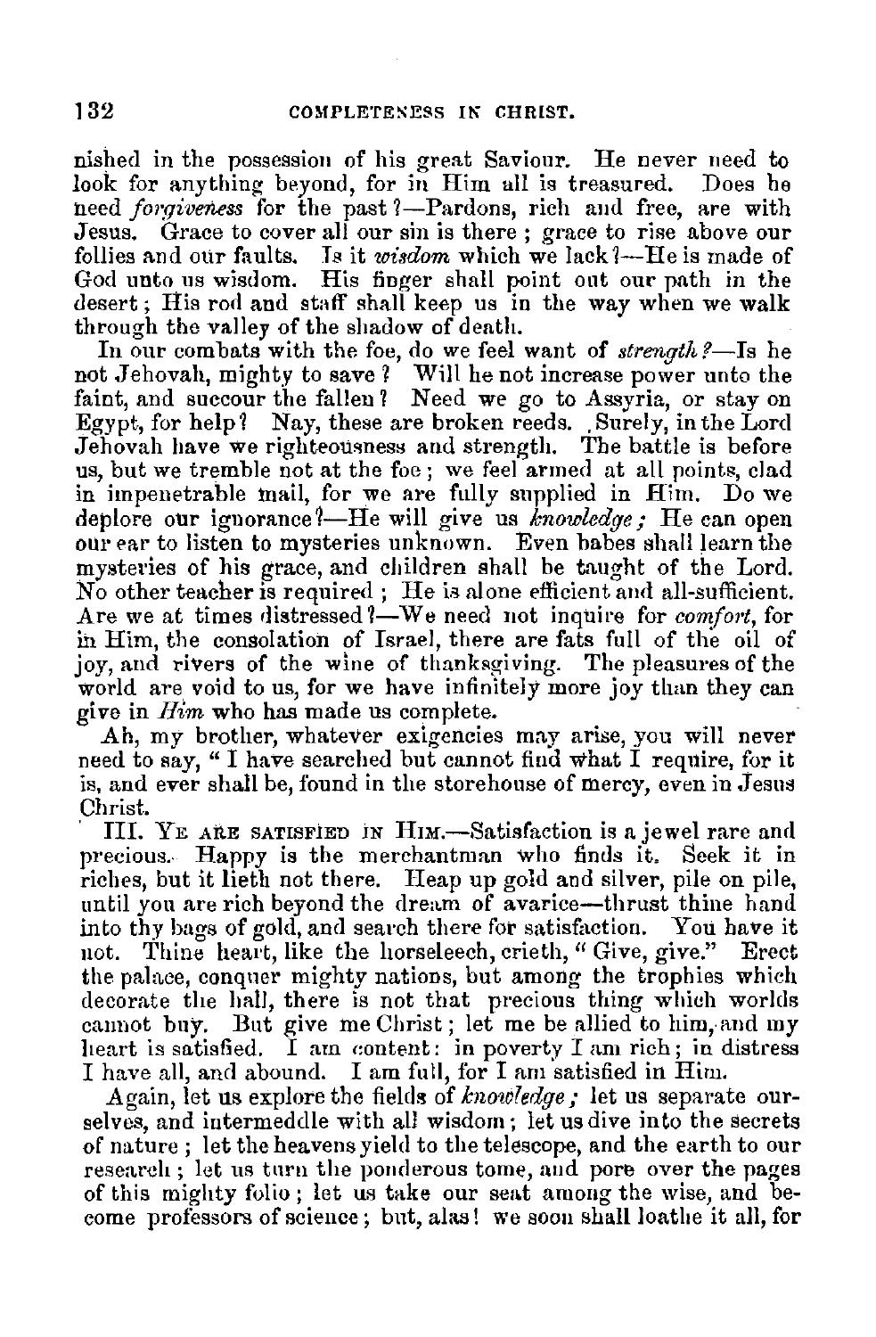nished in the possession of his great Saviour. He never need to look for anything beyond, for in Him all is treasured. Does he need *forgiveness* for the past?—Pardons, rich and free, are with Jesus. Grace to cover all our sin is there; grace to rise above our follies and our faults. Is it *wisdom* which we lack?—He is made of God unto us wisdom. His finger shall point out our path in the desert; His rod and staff shall keep us in the way when we walk through the valley of the shadow of death.

In our combats with the foe, do we feel want of *strength?*—Is he not Jehovah, mighty to save? Will he not increase power unto the faint, and succour the fallen? Need we go to Assyria, or stay on Egypt, for help? Nay, these are broken reeds. Surely, in the Lord Jehovah have we righteousness and strength. The battle is before us, but we tremble not at the foe; we feel armed at all points, clad in impenetrable mail, for we are fully supplied in Him. Do we deplore our ignorance?—He will give us *knowledge;* He can open our ear to listen to mysteries unknown. Even babes shall learn the mysteries of his grace, and children shall be taught of the Lord. No other teacher is required; He is alone efficient and all-sufficient. Are we at times distressed?—We need not inquire for *comfort*, for in Him, the consolation of Israel, there are fats full of the oil of joy, and rivers of the wine of thanksgiving. The pleasures of the world are void to us, for we have infinitely more joy than they can give in *Him* who has made us complete.

Ah, my brother, whatever exigencies may arise, you will never need to say, "I have searched but cannot find what I require, for it is, and ever shall be, found in the storehouse of mercy, even in Jesus Christ.

III. Ye are satisfied in Him.—Satisfaction is a jewel rare and precious. Happy is the merchantman who finds it. Seek it in riches, but it lieth not there. Heap up gold and silver, pile on pile, until you are rich beyond the dream of avarice—thrust thine hand into thy bags of gold, and search there for satisfaction. You have it not. Thine heart, like the horseleech, crieth, "Give, give." Erect the palace, conquer mighty nations, but among the trophies which decorate the hall, there is not that precious thing which worlds cannot buy. But give me Christ; let me be allied to him, and my heart is satisfied. I am content: in poverty I am rich; in distress I have all, and abound. I am full, for I am satisfied in Him.

Again, let us explore the fields of *knowledge;* let us separate ourselves, and intermeddle with all wisdom; let us dive into the secrets of nature; let the heavens yield to the telescope, and the earth to our research; let us turn the ponderous tome, and pore over the pages of this mighty folio; let us take our seat among the wise, and become professors of science; but, alas! we soon shall loathe it all, for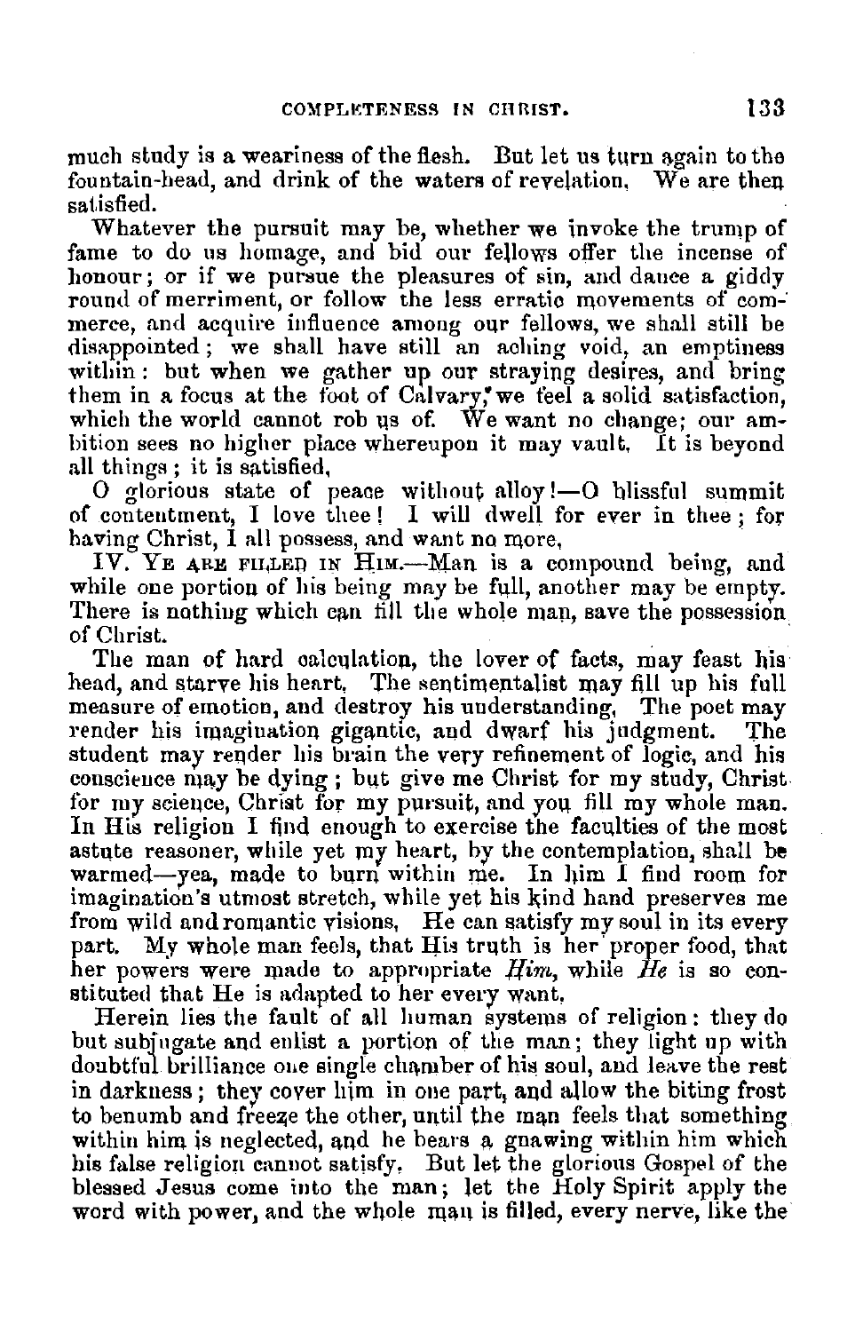much study is a weariness of the flesh. But let us turn again to the fountain-head, and drink of the waters of revelation. We are then satisfied.

Whatever the pursuit may be, whether we invoke the trump of fame to do us homage, and bid our fellows offer the incense of honour; or if we pursue the pleasures of sin, and dance a giddy round of merriment, or follow the less erratic movements of commerce, and acquire influence among our fellows, we shall still be disappointed; we shall have still an aching void, an emptiness within: but when we gather up our straying desires, and bring them in a focus at the foot of Calvary, we feel a solid satisfaction, which the world cannot rob us of. We want no change; our ambition sees no higher place whereupon it may vault. It is beyond all things; it is satisfied.

O glorious state of peace without alloy!—O blissful summit of contentment, I love thee! I will dwell for ever in thee; for having Christ, I all possess, and want no more.

IV. Ye are filled in Him.—Man is a compound being, and while one portion of his being may be full, another may be empty. There is nothing which can fill the whole man, save the possession of Christ.

The man of hard calculation, the lover of facts, may feast his head, and starve his heart. The sentimentalist may fill up his full measure of emotion, and destroy his understanding. The poet may render his imagination gigantic, and dwarf his judgment. The student may render his brain the very refinement of logic, and his conscience may be dying; but give me Christ for my study, Christ for my science, Christ for my pursuit, and you fill my whole man. In His religion I find enough to exercise the faculties of the most astute reasoner, while yet my heart, by the contemplation, shall be warmed—yea, made to burn within me. In him I find room for imagination's utmost stretch, while yet his kind hand preserves me from wild and romantic visions. He can satisfy my soul in its every part. My whole man feels, that His truth is her proper food, that her powers were made to appropriate *Him*, while *He* is so constituted that He is adapted to her every want.

Herein lies the fault of all human systems of religion: they do but subjugate and enlist a portion of the man; they light up with doubtful brilliance one single chamber of his soul, and leave the rest in darkness; they cover him in one part, and allow the biting frost to benumb and freeze the other, until the man feels that something within him is neglected, and he bears a gnawing within him which his false religion cannot satisfy. But let the glorious Gospel of the blessed Jesus come into the man; let the Holy Spirit apply the word with power, and the whole man is filled, every nerve, like the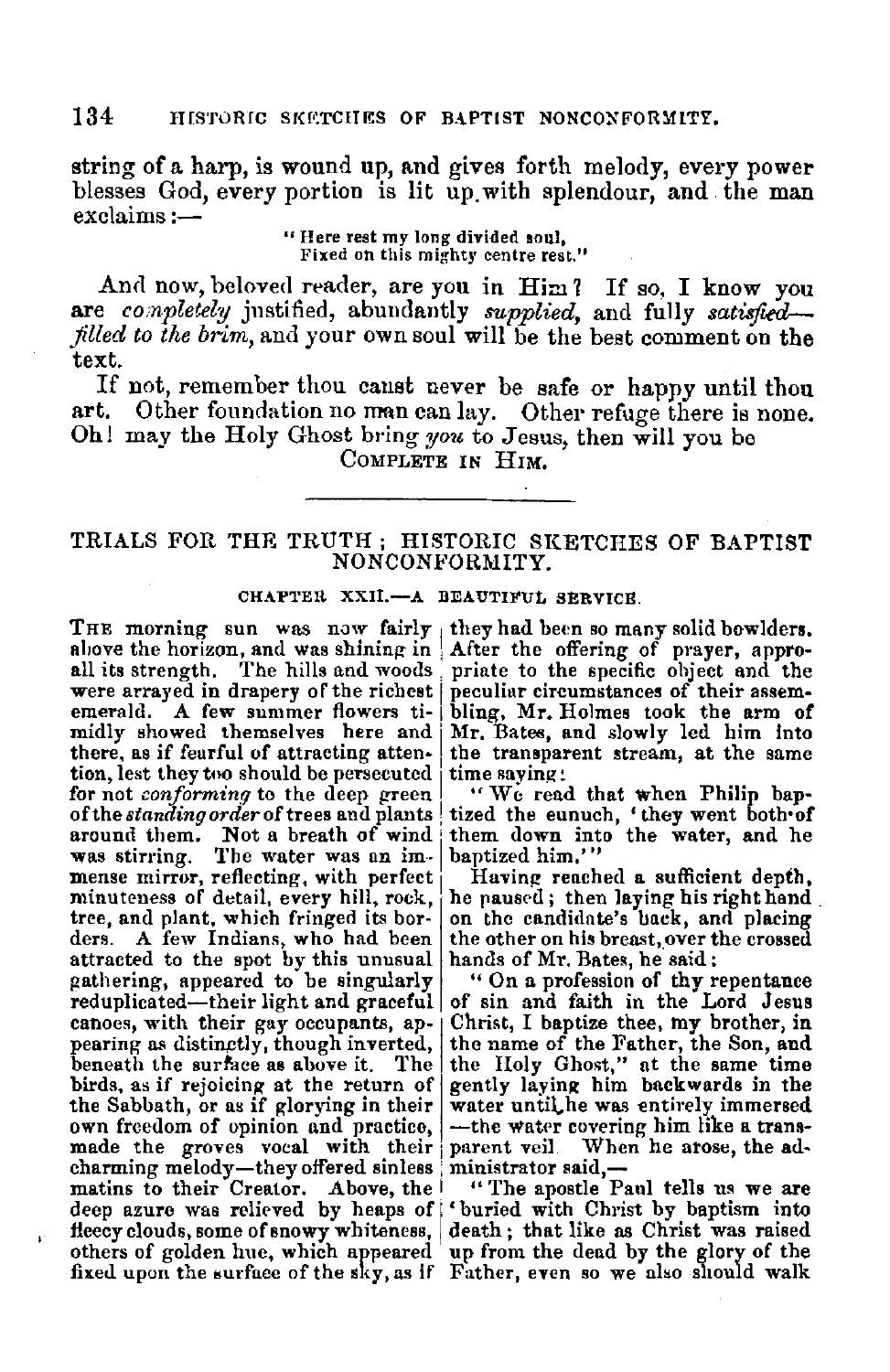string of a harp, is wound up, and gives forth melody, every power blesses God, every portion is lit up with splendour, and the man exclaims:—

> "Here rest my long divided soul,
> Fixed on this mighty centre rest."

And now, beloved reader, are you in Him? If so, I know you are *completely* justified, abundantly *supplied*, and fully *satisfied—filled to the brim,* and your own soul will be the best comment on the text.

If not, remember thou canst never be safe or happy until thou art. Other foundation no man can lay. Other refuge there is none. Oh! may the Holy Ghost bring *you* to Jesus, then will you be

COMPLETE IN HIM.

---

## TRIALS FOR THE TRUTH; HISTORIC SKETCHES OF BAPTIST NONCONFORMITY.

### CHAPTER XXII.—A BEAUTIFUL SERVICE.

THE morning sun was now fairly above the horizon, and was shining in all its strength. The hills and woods were arrayed in drapery of the richest emerald. A few summer flowers timidly showed themselves here and there, as if fearful of attracting attention, lest they too should be persecuted for not *conforming* to the deep green of the *standing order* of trees and plants around them. Not a breath of wind was stirring. The water was an immense mirror, reflecting, with perfect minuteness of detail, every hill, rock, tree, and plant, which fringed its borders. A few Indians, who had been attracted to the spot by this unusual gathering, appeared to be singularly reduplicated—their light and graceful canoes, with their gay occupants, appearing as distinctly, though inverted, beneath the surface as above it. The birds, as if rejoicing at the return of the Sabbath, or as if glorying in their own freedom of opinion and practice, made the groves vocal with their charming melody—they offered sinless matins to their Creator. Above, the deep azure was relieved by heaps of fleecy clouds, some of snowy whiteness, others of golden hue, which appeared fixed upon the surface of the sky, as if they had been so many solid bowlders. After the offering of prayer, appropriate to the specific object and the peculiar circumstances of their assembling, Mr. Holmes took the arm of Mr. Bates, and slowly led him into the transparent stream, at the same time saying:

"We read that when Philip baptized the eunuch, 'they went both of them down into the water, and he baptized him.'"

Having reached a sufficient depth, he paused; then laying his right hand on the candidate's back, and placing the other on his breast, over the crossed hands of Mr. Bates, he said:

"On a profession of thy repentance of sin and faith in the Lord Jesus Christ, I baptize thee, my brother, in the name of the Father, the Son, and the Holy Ghost," at the same time gently laying him backwards in the water until he was entirely immersed—the water covering him like a transparent veil. When he arose, the administrator said,—

"The apostle Paul tells us we are 'buried with Christ by baptism into death; that like as Christ was raised up from the dead by the glory of the Father, even so we also should walk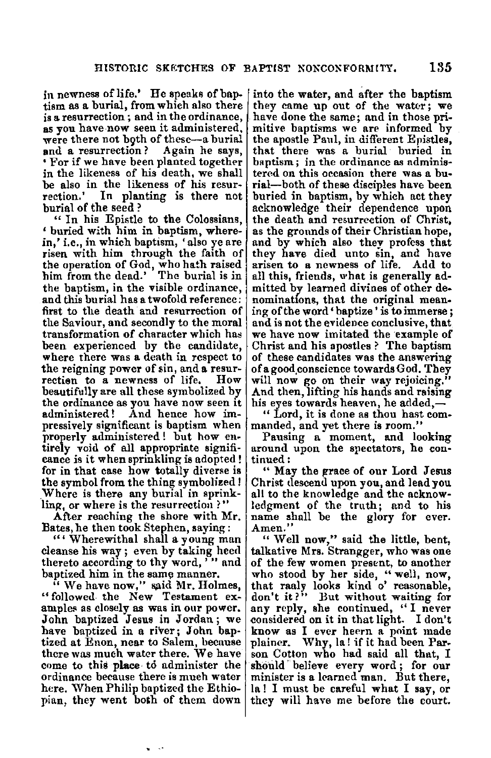in newness of life.' He speaks of baptism as a burial, from which also there is a resurrection; and in the ordinance, as you have now seen it administered, were there not both of these—a burial and a resurrection? Again he says, 'For if we have been planted together in the likeness of his death, we shall be also in the likeness of his resurrection.' In planting is there not burial of the seed?

"In his Epistle to the Colossians, 'buried with him in baptism, wherein,' i.e., in which baptism, 'also ye are risen with him through the faith of the operation of God, who hath raised him from the dead.' The burial is in the baptism, in the visible ordinance, and this burial has a twofold reference: first to the death and resurrection of the Saviour, and secondly to the moral transformation of character which has been experienced by the candidate, where there was a death in respect to the reigning power of sin, and a resurrection to a newness of life. How beautifully are all these symbolized by the ordinance as you have now seen it administered! And hence how impressively significant is baptism when properly administered! but how entirely void of all appropriate significance is it when sprinkling is adopted! for in that case how totally diverse is the symbol from the thing symbolized! Where is there any burial in sprinkling, or where is the resurrection?"

After reaching the shore with Mr. Bates, he then took Stephen, saying:

"'Wherewithal shall a young man cleanse his way; even by taking heed thereto according to thy word,'" and baptized him in the same manner.

"We have now," said Mr. Holmes, "followed the New Testament examples as closely as was in our power. John baptized Jesus in Jordan; we have baptized in a river; John baptized at Enon, near to Salem, because there was much water there. We have come to this place to administer the ordinance because there is much water here. When Philip baptized the Ethiopian, they went both of them down into the water, and after the baptism they came up out of the water; we have done the same; and in those primitive baptisms we are informed by the apostle Paul, in different Epistles, that there was a burial buried in baptism; in the ordinance as administered on this occasion there was a burial—both of these disciples have been buried in baptism, by which act they acknowledge their dependence upon the death and resurrection of Christ, as the grounds of their Christian hope, and by which also they profess that they have died unto sin, and have arisen to a newness of life. Add to all this, friends, what is generally admitted by learned divines of other denominations, that the original meaning of the word 'baptize' is to immerse; and is not the evidence conclusive, that we have now imitated the example of Christ and his apostles? The baptism of these candidates was the answering of a good conscience towards God. They will now go on their way rejoicing." And then, lifting his hands and raising his eyes towards heaven, he added,—

"Lord, it is done as thou hast commanded, and yet there is room."

Pausing a moment, and looking around upon the spectators, he continued:

"May the grace of our Lord Jesus Christ descend upon you, and lead you all to the knowledge and the acknowledgment of the truth; and to his name shall be the glory for ever. Amen."

"Well now," said the little, bent, talkative Mrs. Strangger, who was one of the few women present, to another who stood by her side, "well, now, that raaly looks kind o' reasonable, don't it?" But without waiting for any reply, she continued, "I never considered on it in that light. I don't know as I ever heern a point made plainer. Why, la! if it had been Parson Cotton who had said all that, I should believe every word; for our minister is a learned man. But there, la! I must be careful what I say, or they will have me before the court.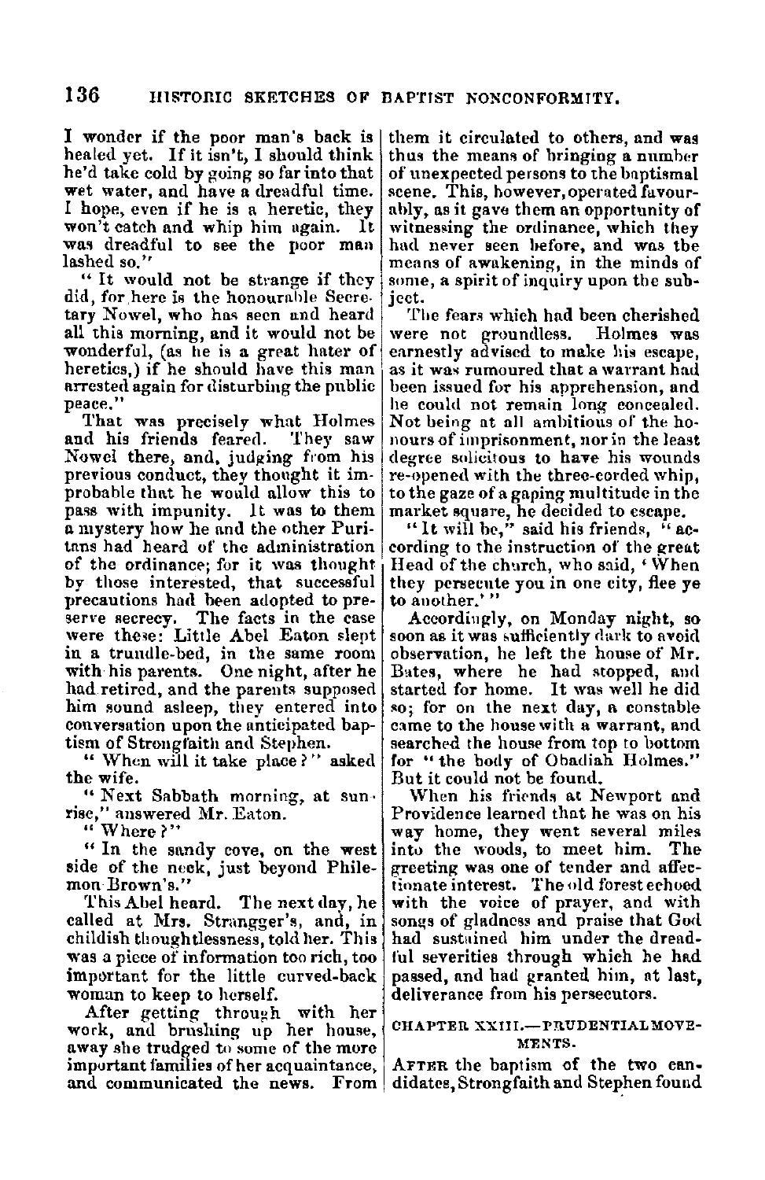I wonder if the poor man's back is healed yet. If it isn't, I should think he'd take cold by going so far into that wet water, and have a dreadful time. I hope, even if he is a heretic, they won't catch and whip him again. It was dreadful to see the poor man lashed so."

"It would not be strange if they did, for here is the honourable Secretary Nowel, who has seen and heard all this morning, and it would not be wonderful, (as he is a great hater of heretics,) if he should have this man arrested again for disturbing the public peace."

That was precisely what Holmes and his friends feared. They saw Nowel there, and, judging from his previous conduct, they thought it improbable that he would allow this to pass with impunity. It was to them a mystery how he and the other Puritans had heard of the administration of the ordinance; for it was thought by those interested, that successful precautions had been adopted to preserve secrecy. The facts in the case were these: Little Abel Eaton slept in a trundle-bed, in the same room with his parents. One night, after he had retired, and the parents supposed him sound asleep, they entered into conversation upon the anticipated baptism of Strongfaith and Stephen.

"When will it take place?" asked the wife.

"Next Sabbath morning, at sunrise," answered Mr. Eaton.

"Where?"

"In the sandy cove, on the west side of the neck, just beyond Philemon Brown's."

This Abel heard. The next day, he called at Mrs. Strangger's, and, in childish thoughtlessness, told her. This was a piece of information too rich, too important for the little curved-back woman to keep to herself.

After getting through with her work, and brushing up her house, away she trudged to some of the more important families of her acquaintance, and communicated the news. From them it circulated to others, and was thus the means of bringing a number of unexpected persons to the baptismal scene. This, however, operated favourably, as it gave them an opportunity of witnessing the ordinance, which they had never seen before, and was the means of awakening, in the minds of some, a spirit of inquiry upon the subject.

The fears which had been cherished were not groundless. Holmes was earnestly advised to make his escape, as it was rumoured that a warrant had been issued for his apprehension, and he could not remain long concealed. Not being at all ambitious of the honours of imprisonment, nor in the least degree solicitous to have his wounds re-opened with the three-corded whip, to the gaze of a gaping multitude in the market square, he decided to escape.

"It will be," said his friends, "according to the instruction of the great Head of the church, who said, 'When they persecute you in one city, flee ye to another.'"

Accordingly, on Monday night, so soon as it was sufficiently dark to avoid observation, he left the house of Mr. Bates, where he had stopped, and started for home. It was well he did so; for on the next day, a constable came to the house with a warrant, and searched the house from top to bottom for "the body of Obadiah Holmes." But it could not be found.

When his friends at Newport and Providence learned that he was on his way home, they went several miles into the woods, to meet him. The greeting was one of tender and affectionate interest. The old forest echoed with the voice of prayer, and with songs of gladness and praise that God had sustained him under the dreadful severities through which he had passed, and had granted him, at last, deliverance from his persecutors.

## CHAPTER XXIII.—PRUDENTIAL MOVEMENTS.

After the baptism of the two candidates, Strongfaith and Stephen found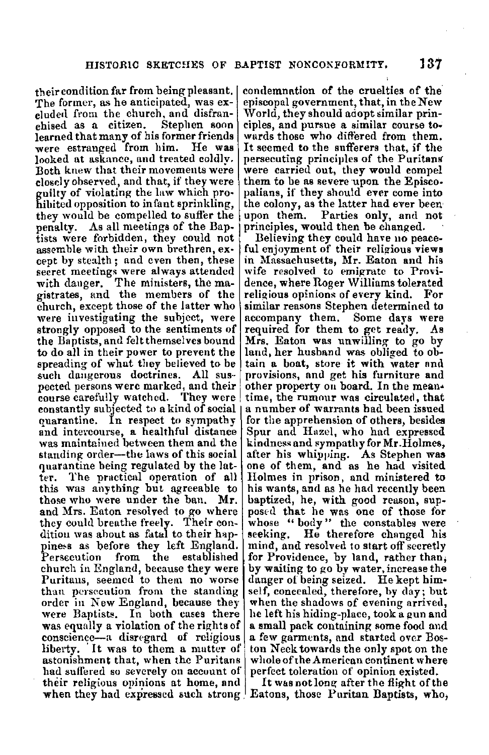their condition far from being pleasant. The former, as he anticipated, was excluded from the church, and disfranchised as a citizen. Stephen soon learned that many of his former friends were estranged from him. He was looked at askance, and treated coldly. Both knew that their movements were closely observed, and that, if they were guilty of violating the law which prohibited opposition to infant sprinkling, they would be compelled to suffer the penalty. As all meetings of the Baptists were forbidden, they could not assemble with their own brethren, except by stealth; and even then, these secret meetings were always attended with danger. The ministers, the magistrates, and the members of the church, except those of the latter who were investigating the subject, were strongly opposed to the sentiments of the Baptists, and felt themselves bound to do all in their power to prevent the spreading of what they believed to be such dangerous doctrines. All suspected persons were marked, and their course carefully watched. They were constantly subjected to a kind of social quarantine. In respect to sympathy and intercourse, a healthful distance was maintained between them and the standing order—the laws of this social quarantine being regulated by the latter. The practical operation of all this was anything but agreeable to those who were under the ban. Mr. and Mrs. Eaton resolved to go where they could breathe freely. Their condition was about as fatal to their happiness as before they left England. Persecution from the established church in England, because they were Puritans, seemed to them no worse than persecution from the standing order in New England, because they were Baptists. In both cases there was equally a violation of the rights of conscience—a disregard of religious liberty. It was to them a matter of astonishment that, when the Puritans had suffered so severely on account of their religious opinions at home, and when they had expressed such strong condemnation of the cruelties of the episcopal government, that, in the New World, they should adopt similar principles, and pursue a similar course towards those who differed from them. It seemed to the sufferers that, if the persecuting principles of the Puritans were carried out, they would compel them to be as severe upon the Episcopalians, if they should ever come into the colony, as the latter had ever been upon them. Parties only, and not principles, would then be changed.

Believing they could have no peaceful enjoyment of their religious views in Massachusetts, Mr. Eaton and his wife resolved to emigrate to Providence, where Roger Williams tolerated religious opinions of every kind. For similar reasons Stephen determined to accompany them. Some days were required for them to get ready. As Mrs. Eaton was unwilling to go by land, her husband was obliged to obtain a boat, store it with water and provisions, and get his furniture and other property on board. In the meantime, the rumour was circulated, that a number of warrants had been issued for the apprehension of others, besides Spur and Hazel, who had expressed kindness and sympathy for Mr. Holmes, after his whipping. As Stephen was one of them, and as he had visited Holmes in prison, and ministered to his wants, and as he had recently been baptized, he, with good reason, supposed that he was one of those for whose "body" the constables were seeking. He therefore changed his mind, and resolved to start off secretly for Providence, by land, rather than, by waiting to go by water, increase the danger of being seized. He kept himself, concealed, therefore, by day; but when the shadows of evening arrived, he left his hiding-place, took a gun and a small pack containing some food and a few garments, and started over Boston Neck towards the only spot on the whole of the American continent where perfect toleration of opinion existed.

It was not long after the flight of the Eatons, those Puritan Baptists, who,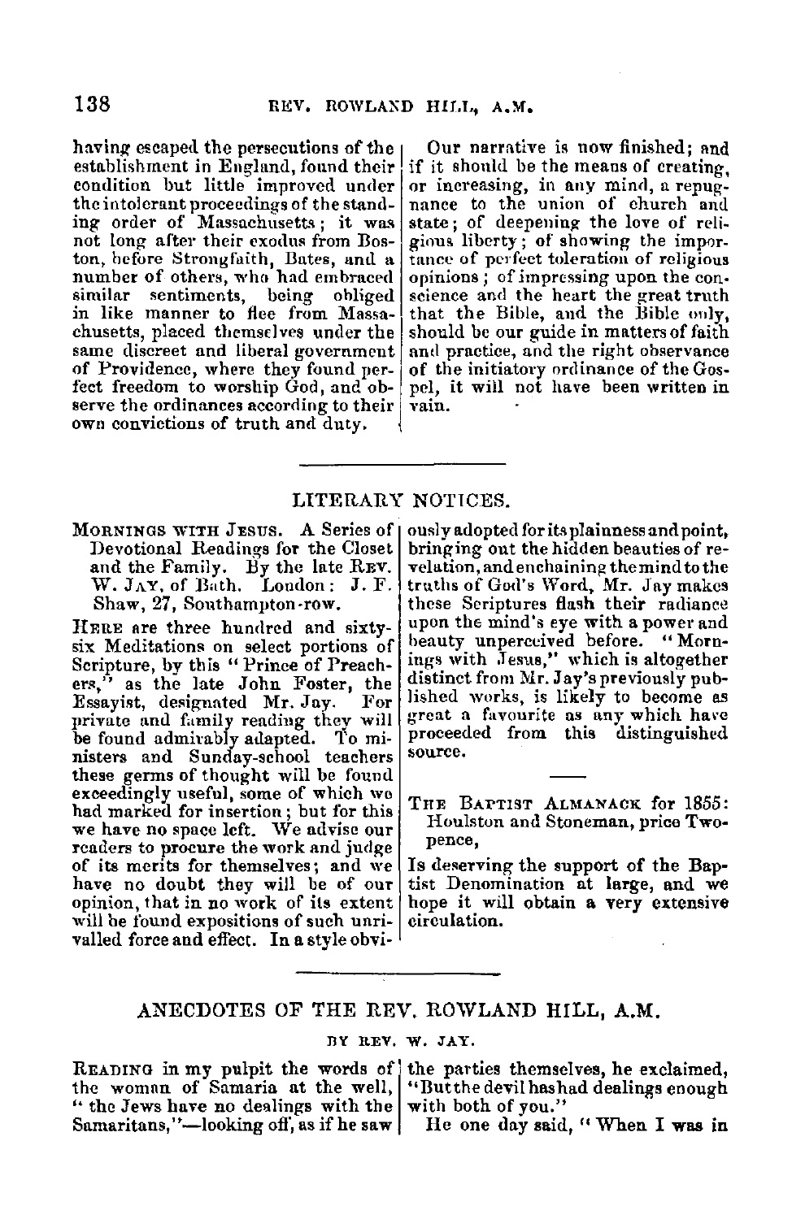having escaped the persecutions of the establishment in England, found their condition but little improved under the intolerant proceedings of the standing order of Massachusetts; it was not long after their exodus from Boston, before Strongfaith, Bates, and a number of others, who had embraced similar sentiments, being obliged in like manner to flee from Massachusetts, placed themselves under the same discreet and liberal government of Providence, where they found perfect freedom to worship God, and observe the ordinances according to their own convictions of truth and duty.

Our narrative is now finished; and if it should be the means of creating, or increasing, in any mind, a repugnance to the union of church and state; of deepening the love of religious liberty; of showing the importance of perfect toleration of religious opinions; of impressing upon the conscience and the heart the great truth that the Bible, and the Bible only, should be our guide in matters of faith and practice, and the right observance of the initiatory ordinance of the Gospel, it will not have been written in vain.

---

## LITERARY NOTICES.

MORNINGS WITH JESUS. A Series of Devotional Readings for the Closet and the Family. By the late REV. W. JAY, of Bath. London: J. F. Shaw, 27, Southampton-row.

HERE are three hundred and sixty-six Meditations on select portions of Scripture, by this "Prince of Preachers," as the late John Foster, the Essayist, designated Mr. Jay. For private and family reading they will be found admirably adapted. To ministers and Sunday-school teachers these germs of thought will be found exceedingly useful, some of which we had marked for insertion; but for this we have no space left. We advise our readers to procure the work and judge of its merits for themselves; and we have no doubt they will be of our opinion, that in no work of its extent will be found expositions of such unrivalled force and effect. In a style obviously adopted for its plainness and point, bringing out the hidden beauties of revelation, and enchaining the mind to the truths of God's Word, Mr. Jay makes these Scriptures flash their radiance upon the mind's eye with a power and beauty unperceived before. "Mornings with Jesus," which is altogether distinct from Mr. Jay's previously published works, is likely to become as great a favourite as any which have proceeded from this distinguished source.

---

THE BAPTIST ALMANACK for 1855: Houlston and Stoneman, price Twopence,

Is deserving the support of the Baptist Denomination at large, and we hope it will obtain a very extensive circulation.

---

## ANECDOTES OF THE REV. ROWLAND HILL, A.M.

BY REV. W. JAY.

READING in my pulpit the words of the woman of Samaria at the well, "the Jews have no dealings with the Samaritans,"—looking off, as if he saw the parties themselves, he exclaimed, "But the devil has had dealings enough with both of you."

He one day said, "When I was in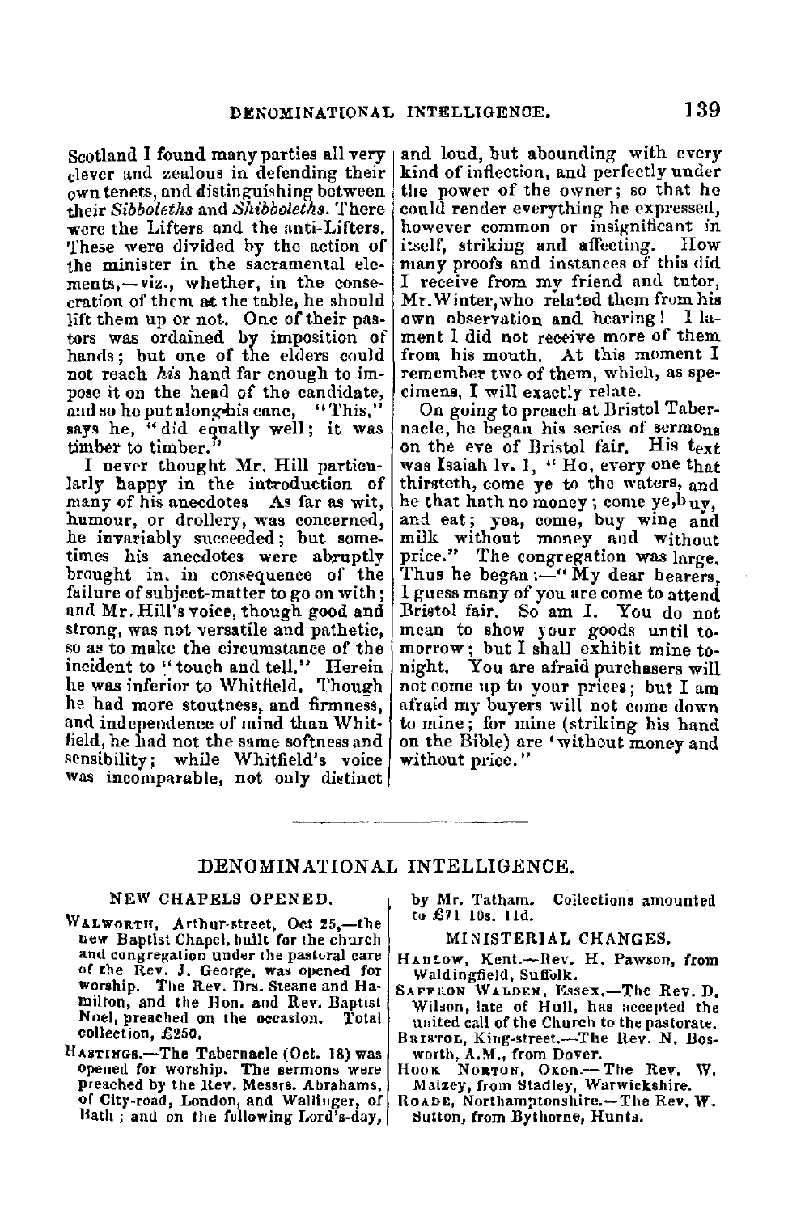Scotland I found many parties all very clever and zealous in defending their own tenets, and distinguishing between their *Sibboleths* and *Shibboleths*. There were the Lifters and the anti-Lifters. These were divided by the action of the minister in the sacramental elements,—viz., whether, in the consecration of them at the table, he should lift them up or not. One of their pastors was ordained by imposition of hands; but one of the elders could not reach *his* hand far enough to impose it on the head of the candidate, and so he put along his cane, "This," says he, "did equally well; it was timber to timber."

I never thought Mr. Hill particularly happy in the introduction of many of his anecdotes As far as wit, humour, or drollery, was concerned, he invariably succeeded; but sometimes his anecdotes were abruptly brought in, in consequence of the failure of subject-matter to go on with; and Mr. Hill's voice, though good and strong, was not versatile and pathetic, so as to make the circumstance of the incident to "touch and tell." Herein he was inferior to Whitfield. Though he had more stoutness, and firmness, and independence of mind than Whitfield, he had not the same softness and sensibility; while Whitfield's voice was incomparable, not only distinct and loud, but abounding with every kind of inflection, and perfectly under the power of the owner; so that he could render everything he expressed, however common or insignificant in itself, striking and affecting. How many proofs and instances of this did I receive from my friend and tutor, Mr. Winter, who related them from his own observation and hearing! I lament I did not receive more of them from his mouth. At this moment I remember two of them, which, as specimens, I will exactly relate.

On going to preach at Bristol Tabernacle, he began his series of sermons on the eve of Bristol fair. His text was Isaiah lv. 1, "Ho, every one that thirsteth, come ye to the waters, and he that hath no money; come ye, buy, and eat; yea, come, buy wine and milk without money and without price." The congregation was large. Thus he began:—"My dear hearers, I guess many of you are come to attend Bristol fair. So am I. You do not mean to show your goods until tomorrow; but I shall exhibit mine tonight. You are afraid purchasers will not come up to your prices; but I am afraid my buyers will not come down to mine; for mine (striking his hand on the Bible) are 'without money and without price.'"

---

# DENOMINATIONAL INTELLIGENCE.

## NEW CHAPELS OPENED.

WALWORTH, Arthur-street, Oct 25,—the new Baptist Chapel, built for the church and congregation under the pastoral care of the Rev. J. George, was opened for worship. The Rev. Drs. Steane and Hamilton, and the Hon. and Rev. Baptist Noel, preached on the occasion. Total collection, £250.

HASTINGS.—The Tabernacle (Oct. 18) was opened for worship. The sermons were preached by the Rev. Messrs. Abrahams, of City-road, London, and Wallinger, of Bath; and on the following Lord's-day, by Mr. Tatham. Collections amounted to £71 10s. 11d.

## MINISTERIAL CHANGES.

HADLOW, Kent.—Rev. H. Pawson, from Waldingfield, Suffolk.

SAFFRON WALDEN, Essex.—The Rev. D. Wilson, late of Hull, has accepted the united call of the Church to the pastorate.

BRISTOL, King-street.—The Rev. N. Bosworth, A.M., from Dover.

HOOK NORTON, Oxon.—The Rev. W. Maizey, from Stadley, Warwickshire.

ROADE, Northamptonshire.—The Rev. W. Sutton, from Bythorne, Hunts.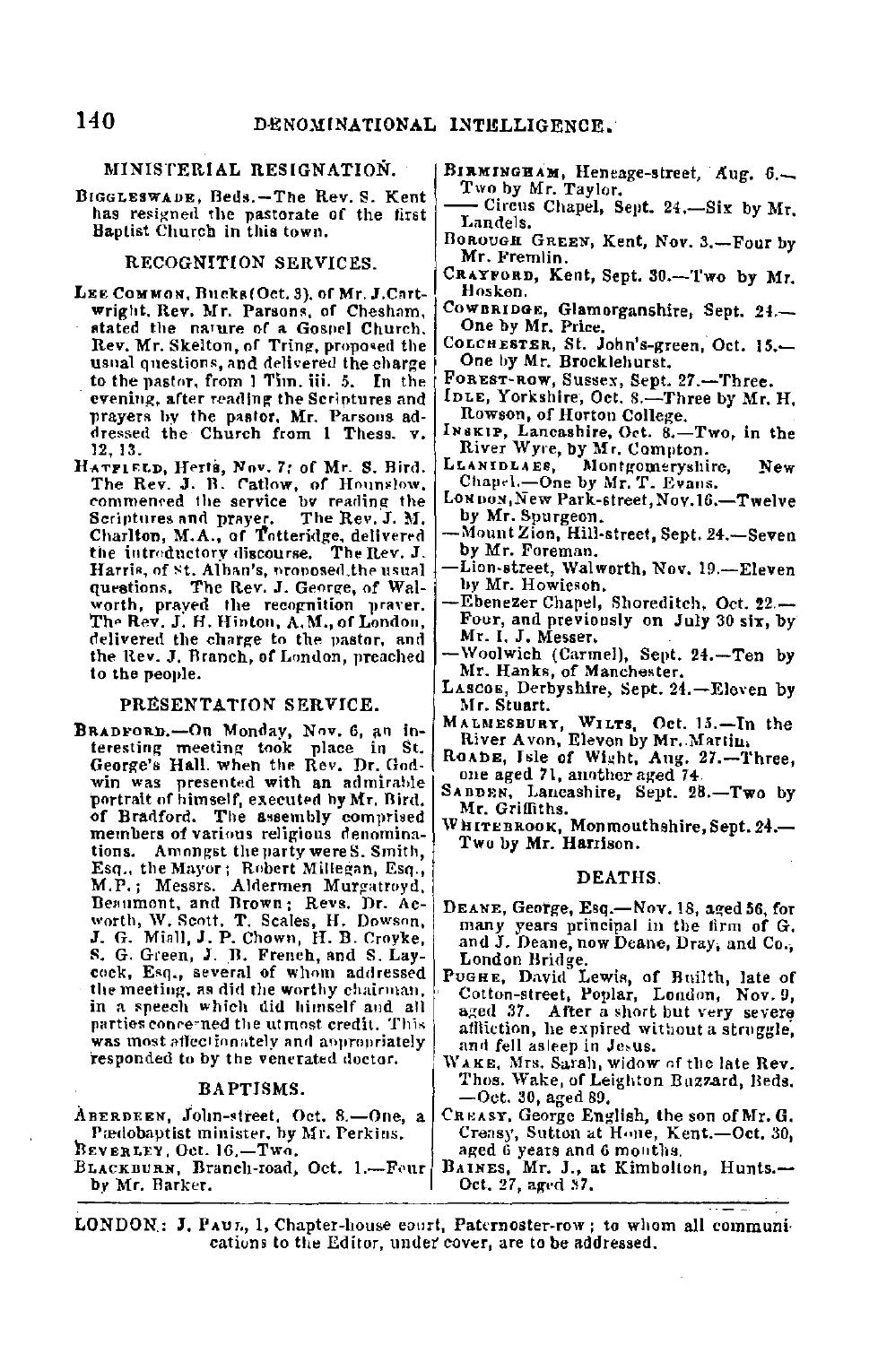## MINISTERIAL RESIGNATION.

BIGGLESWADE, Beds.—The Rev. S. Kent has resigned the pastorate of the first Baptist Church in this town.

## RECOGNITION SERVICES.

LEE COMMON, Bucks (Oct. 3), of Mr. J. Cartwright. Rev. Mr. Parsons, of Chesham, stated the nature of a Gospel Church. Rev. Mr. Skelton, of Tring, proposed the usual questions, and delivered the charge to the pastor, from 1 Tim. iii. 5. In the evening, after reading the Scriptures and prayers by the pastor, Mr. Parsons addressed the Church from 1 Thess. v. 12, 13.

HATFIELD, Herts, Nov. 7; of Mr. S. Bird. The Rev. J. B. Catlow, of Hounslow, commenced the service by reading the Scriptures and prayer. The Rev. J. M. Charlton, M.A., of Totteridge, delivered the introductory discourse. The Rev. J. Harris, of St. Alban's, proposed the usual questions. The Rev. J. George, of Walworth, prayed the recognition prayer. The Rev. J. H. Hinton, A.M., of London, delivered the charge to the pastor, and the Rev. J. Branch, of London, preached to the people.

## PRESENTATION SERVICE.

BRADFORD.—On Monday, Nov. 6, an interesting meeting took place in St. George's Hall. when the Rev. Dr. Godwin was presented with an admirable portrait of himself, executed by Mr. Bird, of Bradford. The assembly comprised members of various religious denominations. Amongst the party were S. Smith, Esq., the Mayor; Robert Millegan, Esq., M.P.; Messrs. Aldermen Murgatroyd, Beaumont, and Brown; Revs. Dr. Acworth, W. Scott, T. Scales, H. Dowson, J. G. Miall, J. P. Chown, H. B. Croyke, S. G. Green, J. B. French, and S. Laycock, Esq., several of whom addressed the meeting, as did the worthy chairman, in a speech which did himself and all parties concerned the utmost credit. This was most affectionately and appropriately responded to by the venerated doctor.

## BAPTISMS.

ABERDEEN, John-street, Oct. 8.—One, a Pædobaptist minister, by Mr. Perkins.

BEVERLEY, Oct. 16.—Two.

BLACKBURN, Branch-road, Oct. 1.—Four by Mr. Barker.

BIRMINGHAM, Heneage-street, Aug. 6.—Two by Mr. Taylor.

—— Circus Chapel, Sept. 24.—Six by Mr. Landels.

BOROUGH GREEN, Kent, Nov. 3.—Four by Mr. Fremlin.

CRAYFORD, Kent, Sept. 30.—Two by Mr. Hosken.

COWBRIDGE, Glamorganshire, Sept. 24.—One by Mr. Price.

COLCHESTER, St. John's-green, Oct. 15.—One by Mr. Brocklehurst.

FOREST-ROW, Sussex, Sept. 27.—Three.

IDLE, Yorkshire, Oct. 8.—Three by Mr. H. Rowson, of Horton College.

INSKIP, Lancashire, Oct. 8.—Two, in the River Wyre, by Mr. Compton.

LLANIDLAES, Montgomeryshire, New Chapel.—One by Mr. T. Evans.

LONDON, New Park-street, Nov. 16.—Twelve by Mr. Spurgeon.

—Mount Zion, Hill-street, Sept. 24.—Seven by Mr. Foreman.

—Lion-street, Walworth, Nov. 19.—Eleven by Mr. Howieson.

—Ebenezer Chapel, Shoreditch, Oct. 22.—Four, and previously on July 30 six, by Mr. I. J. Messer.

—Woolwich (Carmel), Sept. 24.—Ten by Mr. Hanks, of Manchester.

LASCOE, Derbyshire, Sept. 24.—Eleven by Mr. Stuart.

MALMESBURY, WILTS, Oct. 15.—In the River Avon, Eleven by Mr. Martin.

ROADE, Isle of Wight, Aug. 27.—Three, one aged 71, another aged 74.

SABDEN, Lancashire, Sept. 28.—Two by Mr. Griffiths.

WHITEBROOK, Monmouthshire, Sept. 24.—Two by Mr. Harrison.

## DEATHS.

DEANE, George, Esq.—Nov. 18, aged 56, for many years principal in the firm of G. and J. Deane, now Deane, Dray, and Co., London Bridge.

PUGHE, David Lewis, of Builth, late of Cotton-street, Poplar, London, Nov. 9, aged 37. After a short but very severe affliction, he expired without a struggle, and fell asleep in Jesus.

WAKE, Mrs. Sarah, widow of the late Rev. Thos. Wake, of Leighton Buzzard, Beds. —Oct. 30, aged 89.

CREASY, George English, the son of Mr. G. Creasy, Sutton at Hone, Kent.—Oct. 30, aged 6 years and 6 months.

BAINES, Mr. J., at Kimbolton, Hunts.—Oct. 27, aged 87.

---

LONDON: J. PAUL, 1, Chapter-house court, Paternoster-row; to whom all communications to the Editor, under cover, are to be addressed.